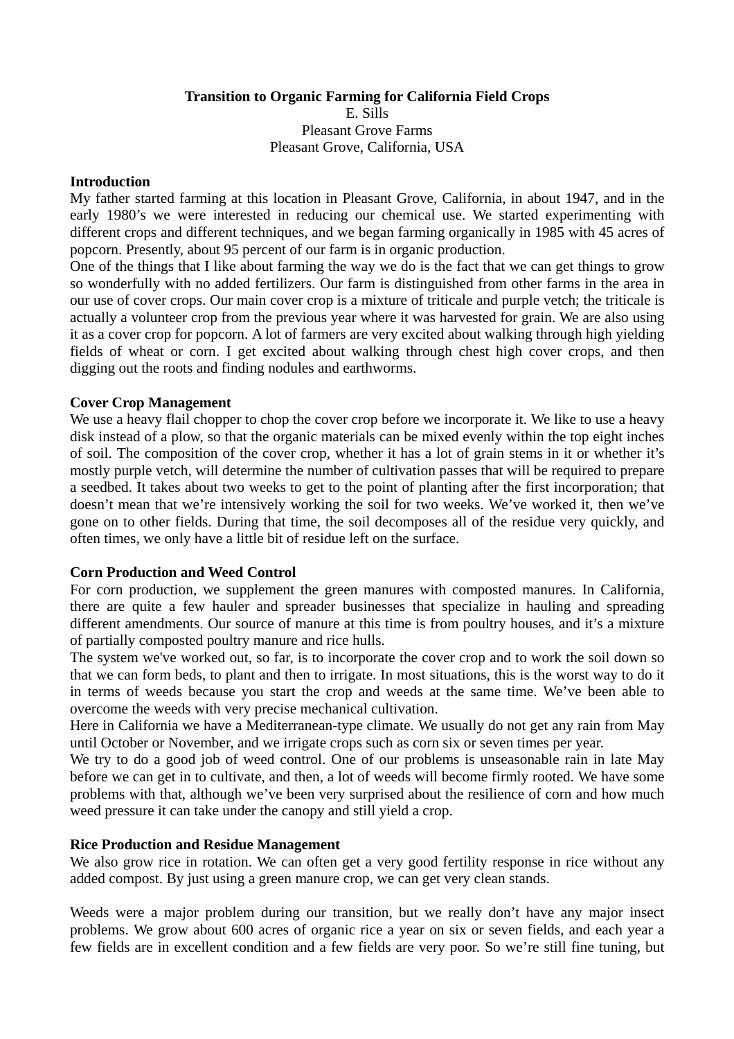# Transition to Organic Farming for California Field Crops

E. Sills
Pleasant Grove Farms
Pleasant Grove, California, USA

## Introduction

My father started farming at this location in Pleasant Grove, California, in about 1947, and in the early 1980's we were interested in reducing our chemical use. We started experimenting with different crops and different techniques, and we began farming organically in 1985 with 45 acres of popcorn. Presently, about 95 percent of our farm is in organic production.

One of the things that I like about farming the way we do is the fact that we can get things to grow so wonderfully with no added fertilizers. Our farm is distinguished from other farms in the area in our use of cover crops. Our main cover crop is a mixture of triticale and purple vetch; the triticale is actually a volunteer crop from the previous year where it was harvested for grain. We are also using it as a cover crop for popcorn. A lot of farmers are very excited about walking through high yielding fields of wheat or corn. I get excited about walking through chest high cover crops, and then digging out the roots and finding nodules and earthworms.

## Cover Crop Management

We use a heavy flail chopper to chop the cover crop before we incorporate it. We like to use a heavy disk instead of a plow, so that the organic materials can be mixed evenly within the top eight inches of soil. The composition of the cover crop, whether it has a lot of grain stems in it or whether it's mostly purple vetch, will determine the number of cultivation passes that will be required to prepare a seedbed. It takes about two weeks to get to the point of planting after the first incorporation; that doesn't mean that we're intensively working the soil for two weeks. We've worked it, then we've gone on to other fields. During that time, the soil decomposes all of the residue very quickly, and often times, we only have a little bit of residue left on the surface.

## Corn Production and Weed Control

For corn production, we supplement the green manures with composted manures. In California, there are quite a few hauler and spreader businesses that specialize in hauling and spreading different amendments. Our source of manure at this time is from poultry houses, and it's a mixture of partially composted poultry manure and rice hulls.

The system we've worked out, so far, is to incorporate the cover crop and to work the soil down so that we can form beds, to plant and then to irrigate. In most situations, this is the worst way to do it in terms of weeds because you start the crop and weeds at the same time. We've been able to overcome the weeds with very precise mechanical cultivation.

Here in California we have a Mediterranean-type climate. We usually do not get any rain from May until October or November, and we irrigate crops such as corn six or seven times per year.

We try to do a good job of weed control. One of our problems is unseasonable rain in late May before we can get in to cultivate, and then, a lot of weeds will become firmly rooted. We have some problems with that, although we've been very surprised about the resilience of corn and how much weed pressure it can take under the canopy and still yield a crop.

## Rice Production and Residue Management

We also grow rice in rotation. We can often get a very good fertility response in rice without any added compost. By just using a green manure crop, we can get very clean stands.

Weeds were a major problem during our transition, but we really don't have any major insect problems. We grow about 600 acres of organic rice a year on six or seven fields, and each year a few fields are in excellent condition and a few fields are very poor. So we're still fine tuning, but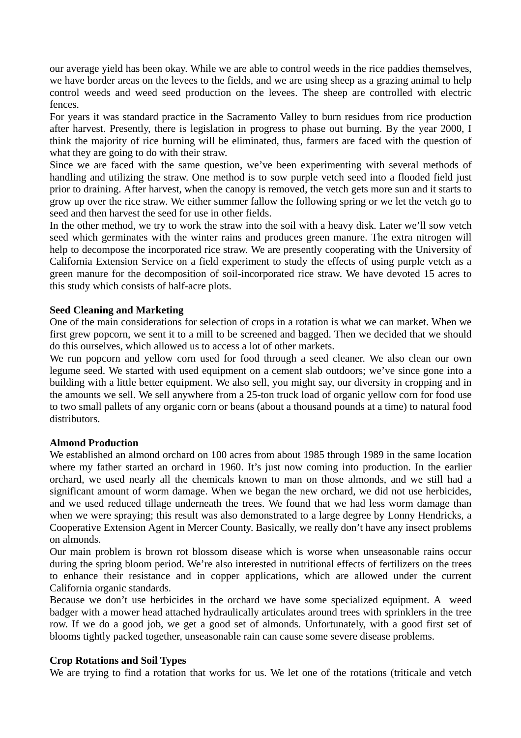our average yield has been okay. While we are able to control weeds in the rice paddies themselves, we have border areas on the levees to the fields, and we are using sheep as a grazing animal to help control weeds and weed seed production on the levees. The sheep are controlled with electric fences.

For years it was standard practice in the Sacramento Valley to burn residues from rice production after harvest. Presently, there is legislation in progress to phase out burning. By the year 2000, I think the majority of rice burning will be eliminated, thus, farmers are faced with the question of what they are going to do with their straw.

Since we are faced with the same question, we've been experimenting with several methods of handling and utilizing the straw. One method is to sow purple vetch seed into a flooded field just prior to draining. After harvest, when the canopy is removed, the vetch gets more sun and it starts to grow up over the rice straw. We either summer fallow the following spring or we let the vetch go to seed and then harvest the seed for use in other fields.

In the other method, we try to work the straw into the soil with a heavy disk. Later we'll sow vetch seed which germinates with the winter rains and produces green manure. The extra nitrogen will help to decompose the incorporated rice straw. We are presently cooperating with the University of California Extension Service on a field experiment to study the effects of using purple vetch as a green manure for the decomposition of soil-incorporated rice straw. We have devoted 15 acres to this study which consists of half-acre plots.

**Seed Cleaning and Marketing**

One of the main considerations for selection of crops in a rotation is what we can market. When we first grew popcorn, we sent it to a mill to be screened and bagged. Then we decided that we should do this ourselves, which allowed us to access a lot of other markets.

We run popcorn and yellow corn used for food through a seed cleaner. We also clean our own legume seed. We started with used equipment on a cement slab outdoors; we've since gone into a building with a little better equipment. We also sell, you might say, our diversity in cropping and in the amounts we sell. We sell anywhere from a 25-ton truck load of organic yellow corn for food use to two small pallets of any organic corn or beans (about a thousand pounds at a time) to natural food distributors.

**Almond Production**

We established an almond orchard on 100 acres from about 1985 through 1989 in the same location where my father started an orchard in 1960. It's just now coming into production. In the earlier orchard, we used nearly all the chemicals known to man on those almonds, and we still had a significant amount of worm damage. When we began the new orchard, we did not use herbicides, and we used reduced tillage underneath the trees. We found that we had less worm damage than when we were spraying; this result was also demonstrated to a large degree by Lonny Hendricks, a Cooperative Extension Agent in Mercer County. Basically, we really don't have any insect problems on almonds.

Our main problem is brown rot blossom disease which is worse when unseasonable rains occur during the spring bloom period. We're also interested in nutritional effects of fertilizers on the trees to enhance their resistance and in copper applications, which are allowed under the current California organic standards.

Because we don't use herbicides in the orchard we have some specialized equipment. A weed badger with a mower head attached hydraulically articulates around trees with sprinklers in the tree row. If we do a good job, we get a good set of almonds. Unfortunately, with a good first set of blooms tightly packed together, unseasonable rain can cause some severe disease problems.

**Crop Rotations and Soil Types**

We are trying to find a rotation that works for us. We let one of the rotations (triticale and vetch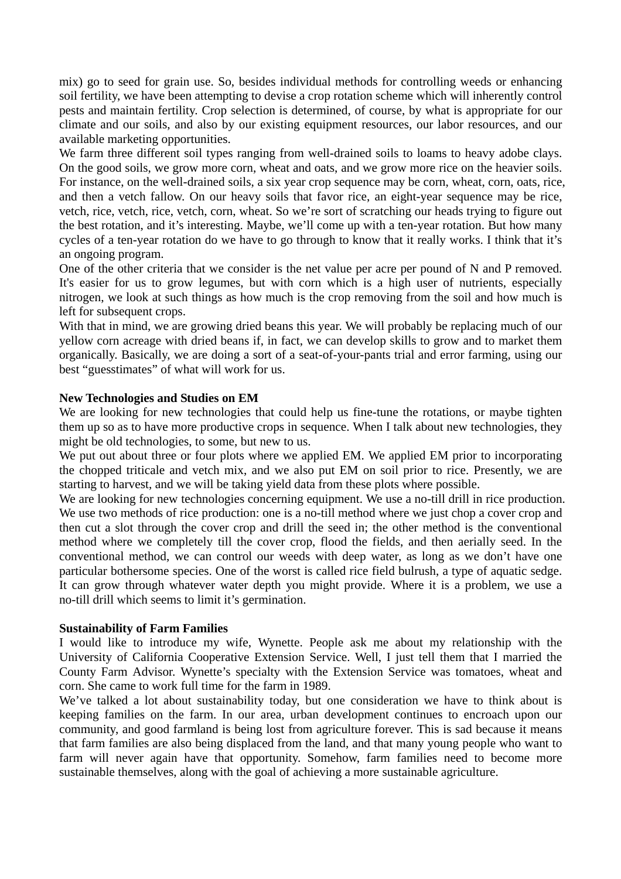mix) go to seed for grain use. So, besides individual methods for controlling weeds or enhancing soil fertility, we have been attempting to devise a crop rotation scheme which will inherently control pests and maintain fertility. Crop selection is determined, of course, by what is appropriate for our climate and our soils, and also by our existing equipment resources, our labor resources, and our available marketing opportunities.

We farm three different soil types ranging from well-drained soils to loams to heavy adobe clays. On the good soils, we grow more corn, wheat and oats, and we grow more rice on the heavier soils. For instance, on the well-drained soils, a six year crop sequence may be corn, wheat, corn, oats, rice, and then a vetch fallow. On our heavy soils that favor rice, an eight-year sequence may be rice, vetch, rice, vetch, rice, vetch, corn, wheat. So we're sort of scratching our heads trying to figure out the best rotation, and it's interesting. Maybe, we'll come up with a ten-year rotation. But how many cycles of a ten-year rotation do we have to go through to know that it really works. I think that it's an ongoing program.

One of the other criteria that we consider is the net value per acre per pound of N and P removed. It's easier for us to grow legumes, but with corn which is a high user of nutrients, especially nitrogen, we look at such things as how much is the crop removing from the soil and how much is left for subsequent crops.

With that in mind, we are growing dried beans this year. We will probably be replacing much of our yellow corn acreage with dried beans if, in fact, we can develop skills to grow and to market them organically. Basically, we are doing a sort of a seat-of-your-pants trial and error farming, using our best "guesstimates" of what will work for us.

**New Technologies and Studies on EM**

We are looking for new technologies that could help us fine-tune the rotations, or maybe tighten them up so as to have more productive crops in sequence. When I talk about new technologies, they might be old technologies, to some, but new to us.

We put out about three or four plots where we applied EM. We applied EM prior to incorporating the chopped triticale and vetch mix, and we also put EM on soil prior to rice. Presently, we are starting to harvest, and we will be taking yield data from these plots where possible.

We are looking for new technologies concerning equipment. We use a no-till drill in rice production. We use two methods of rice production: one is a no-till method where we just chop a cover crop and then cut a slot through the cover crop and drill the seed in; the other method is the conventional method where we completely till the cover crop, flood the fields, and then aerially seed. In the conventional method, we can control our weeds with deep water, as long as we don't have one particular bothersome species. One of the worst is called rice field bulrush, a type of aquatic sedge. It can grow through whatever water depth you might provide. Where it is a problem, we use a no-till drill which seems to limit it's germination.

**Sustainability of Farm Families**

I would like to introduce my wife, Wynette. People ask me about my relationship with the University of California Cooperative Extension Service. Well, I just tell them that I married the County Farm Advisor. Wynette's specialty with the Extension Service was tomatoes, wheat and corn. She came to work full time for the farm in 1989.

We've talked a lot about sustainability today, but one consideration we have to think about is keeping families on the farm. In our area, urban development continues to encroach upon our community, and good farmland is being lost from agriculture forever. This is sad because it means that farm families are also being displaced from the land, and that many young people who want to farm will never again have that opportunity. Somehow, farm families need to become more sustainable themselves, along with the goal of achieving a more sustainable agriculture.